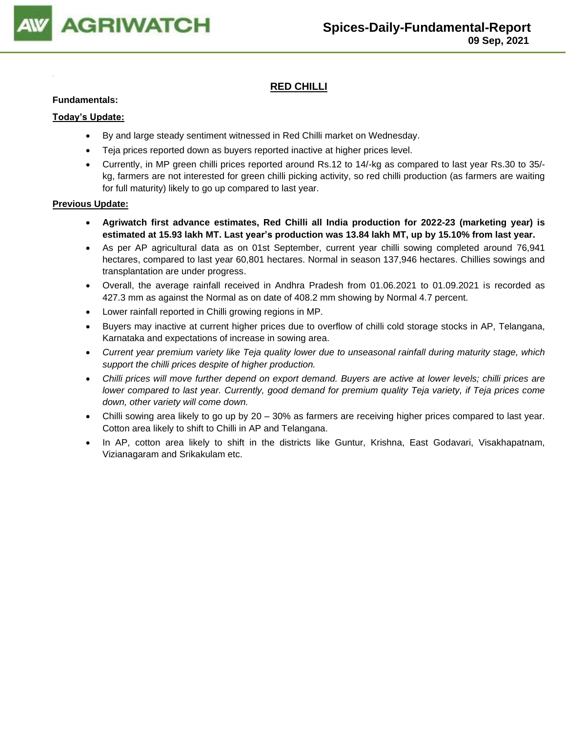# RED CHILLI

**Fundamentals:**

**Today's Update:**

- By and large steady sentiment witnessed in Red Chilli market on Wednesday.
- Teja prices reported down as buyers reported inactive at higher prices level.
- Currently, in MP green chilli prices reported around Rs.12 to 14/-kg as compared to last year Rs.30 to 35/-kg, farmers are not interested for green chilli picking activity, so red chilli production (as farmers are waiting for full maturity) likely to go up compared to last year.

**Previous Update:**

- **Agriwatch first advance estimates, Red Chilli all India production for 2022-23 (marketing year) is estimated at 15.93 lakh MT. Last year's production was 13.84 lakh MT, up by 15.10% from last year.**
- As per AP agricultural data as on 01st September, current year chilli sowing completed around 76,941 hectares, compared to last year 60,801 hectares. Normal in season 137,946 hectares. Chillies sowings and transplantation are under progress.
- Overall, the average rainfall received in Andhra Pradesh from 01.06.2021 to 01.09.2021 is recorded as 427.3 mm as against the Normal as on date of 408.2 mm showing by Normal 4.7 percent.
- Lower rainfall reported in Chilli growing regions in MP.
- Buyers may inactive at current higher prices due to overflow of chilli cold storage stocks in AP, Telangana, Karnataka and expectations of increase in sowing area.
- *Current year premium variety like Teja quality lower due to unseasonal rainfall during maturity stage, which support the chilli prices despite of higher production.*
- *Chilli prices will move further depend on export demand. Buyers are active at lower levels; chilli prices are lower compared to last year. Currently, good demand for premium quality Teja variety, if Teja prices come down, other variety will come down.*
- Chilli sowing area likely to go up by 20 – 30% as farmers are receiving higher prices compared to last year. Cotton area likely to shift to Chilli in AP and Telangana.
- In AP, cotton area likely to shift in the districts like Guntur, Krishna, East Godavari, Visakhapatnam, Vizianagaram and Srikakulam etc.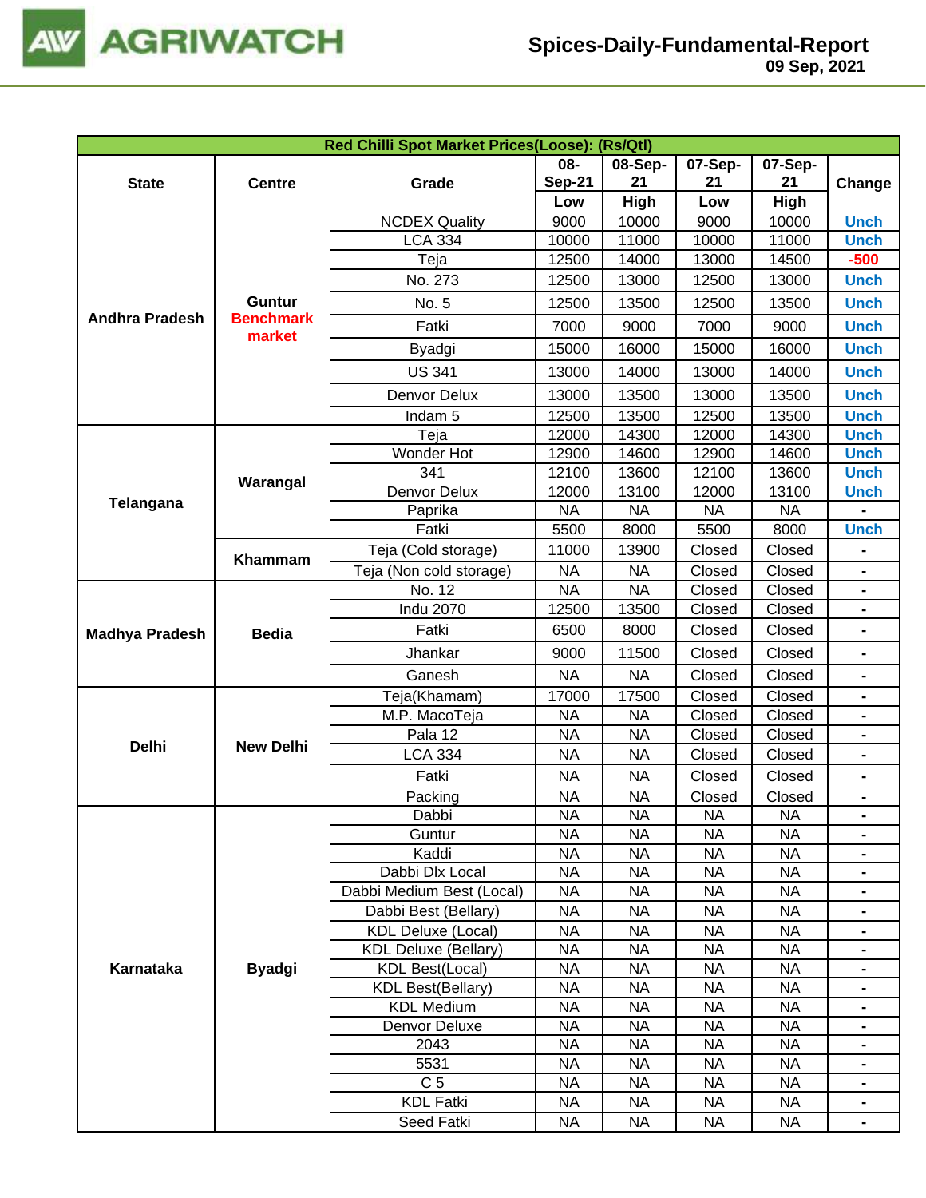| Red Chilli Spot Market Prices(Loose): (Rs/Qtl) | | | | | | | |
|---|---|---|---|---|---|---|---|
| State | Centre | Grade | 08-Sep-21 Low | 08-Sep-21 High | 07-Sep-21 Low | 07-Sep-21 High | Change |
| Andhra Pradesh | Guntur Benchmark market | NCDEX Quality | 9000 | 10000 | 9000 | 10000 | Unch |
| | | LCA 334 | 10000 | 11000 | 10000 | 11000 | Unch |
| | | Teja | 12500 | 14000 | 13000 | 14500 | -500 |
| | | No. 273 | 12500 | 13000 | 12500 | 13000 | Unch |
| | | No. 5 | 12500 | 13500 | 12500 | 13500 | Unch |
| | | Fatki | 7000 | 9000 | 7000 | 9000 | Unch |
| | | Byadgi | 15000 | 16000 | 15000 | 16000 | Unch |
| | | US 341 | 13000 | 14000 | 13000 | 14000 | Unch |
| | | Denvor Delux | 13000 | 13500 | 13000 | 13500 | Unch |
| | | Indam 5 | 12500 | 13500 | 12500 | 13500 | Unch |
| Telangana | Warangal | Teja | 12000 | 14300 | 12000 | 14300 | Unch |
| | | Wonder Hot | 12900 | 14600 | 12900 | 14600 | Unch |
| | | 341 | 12100 | 13600 | 12100 | 13600 | Unch |
| | | Denvor Delux | 12000 | 13100 | 12000 | 13100 | Unch |
| | | Paprika | NA | NA | NA | NA | - |
| | | Fatki | 5500 | 8000 | 5500 | 8000 | Unch |
| | Khammam | Teja (Cold storage) | 11000 | 13900 | Closed | Closed | - |
| | | Teja (Non cold storage) | NA | NA | Closed | Closed | - |
| Madhya Pradesh | Bedia | No. 12 | NA | NA | Closed | Closed | - |
| | | Indu 2070 | 12500 | 13500 | Closed | Closed | - |
| | | Fatki | 6500 | 8000 | Closed | Closed | - |
| | | Jhankar | 9000 | 11500 | Closed | Closed | - |
| | | Ganesh | NA | NA | Closed | Closed | - |
| Delhi | New Delhi | Teja(Khamam) | 17000 | 17500 | Closed | Closed | - |
| | | M.P. MacoTeja | NA | NA | Closed | Closed | - |
| | | Pala 12 | NA | NA | Closed | Closed | - |
| | | LCA 334 | NA | NA | Closed | Closed | - |
| | | Fatki | NA | NA | Closed | Closed | - |
| | | Packing | NA | NA | Closed | Closed | - |
| Karnataka | Byadgi | Dabbi | NA | NA | NA | NA | - |
| | | Guntur | NA | NA | NA | NA | - |
| | | Kaddi | NA | NA | NA | NA | - |
| | | Dabbi Dlx Local | NA | NA | NA | NA | - |
| | | Dabbi Medium Best (Local) | NA | NA | NA | NA | - |
| | | Dabbi Best (Bellary) | NA | NA | NA | NA | - |
| | | KDL Deluxe (Local) | NA | NA | NA | NA | - |
| | | KDL Deluxe (Bellary) | NA | NA | NA | NA | - |
| | | KDL Best(Local) | NA | NA | NA | NA | - |
| | | KDL Best(Bellary) | NA | NA | NA | NA | - |
| | | KDL Medium | NA | NA | NA | NA | - |
| | | Denvor Deluxe | NA | NA | NA | NA | - |
| | | 2043 | NA | NA | NA | NA | - |
| | | 5531 | NA | NA | NA | NA | - |
| | | C 5 | NA | NA | NA | NA | - |
| | | KDL Fatki | NA | NA | NA | NA | - |
| | | Seed Fatki | NA | NA | NA | NA | - |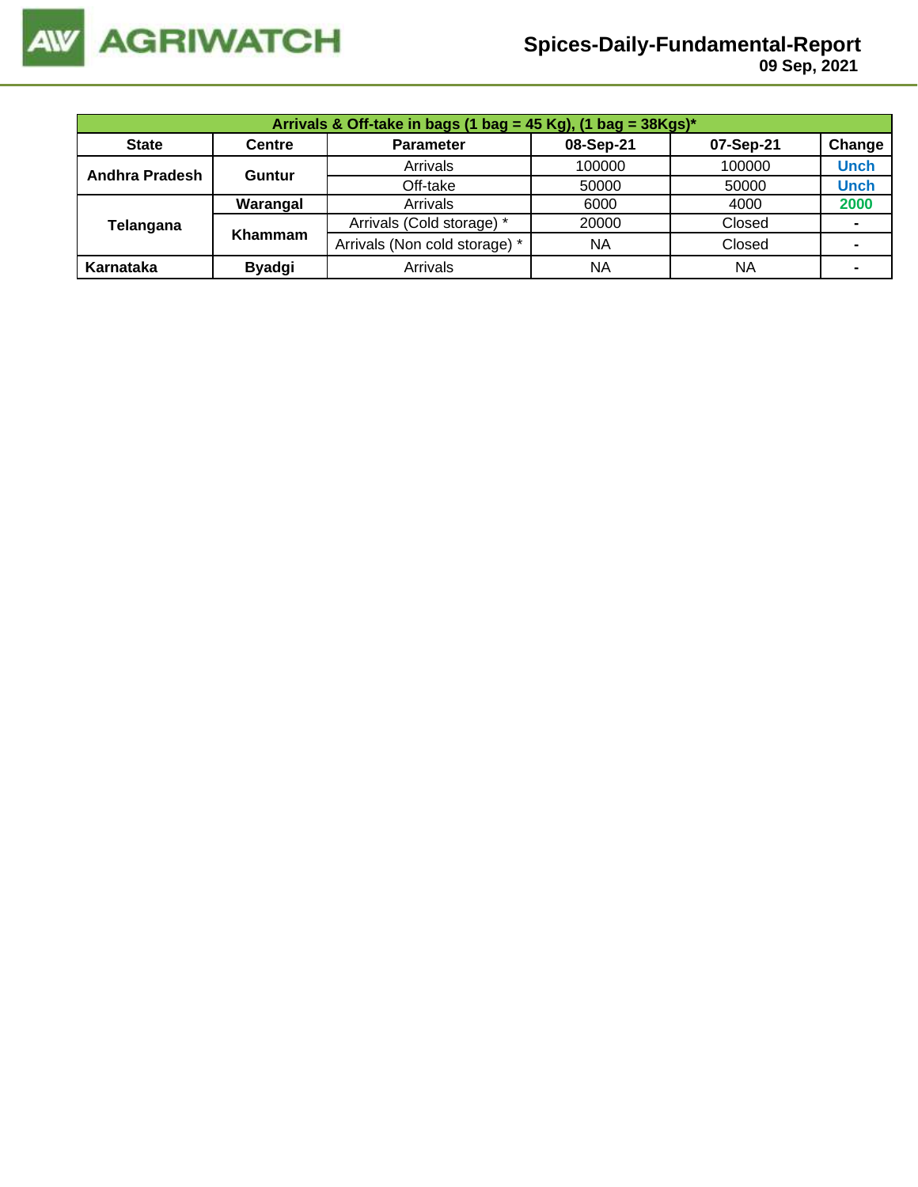| Arrivals & Off-take in bags (1 bag = 45 Kg), (1 bag = 38Kgs)* | | | | | |
|---|---|---|---|---|---|
| **State** | **Centre** | **Parameter** | **08-Sep-21** | **07-Sep-21** | **Change** |
| **Andhra Pradesh** | **Guntur** | Arrivals | 100000 | 100000 | Unch |
| | | Off-take | 50000 | 50000 | Unch |
| **Telangana** | **Warangal** | Arrivals | 6000 | 4000 | 2000 |
| | **Khammam** | Arrivals (Cold storage) * | 20000 | Closed | - |
| | | Arrivals (Non cold storage) * | NA | Closed | - |
| **Karnataka** | **Byadgi** | Arrivals | NA | NA | - |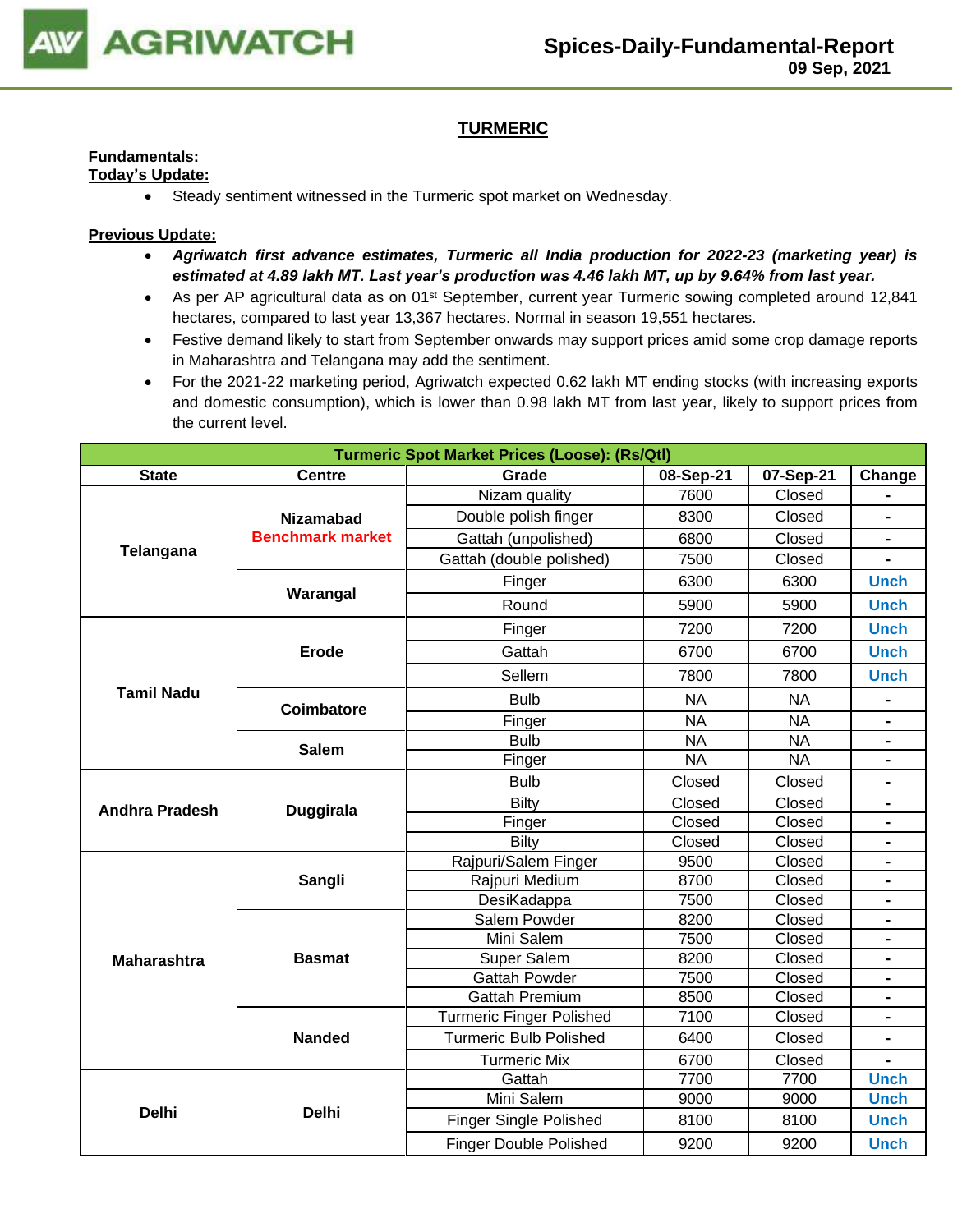## TURMERIC

**Fundamentals:**

**Today's Update:**

- Steady sentiment witnessed in the Turmeric spot market on Wednesday.

**Previous Update:**

- ***Agriwatch first advance estimates, Turmeric all India production for 2022-23 (marketing year) is estimated at 4.89 lakh MT. Last year's production was 4.46 lakh MT, up by 9.64% from last year.***
- As per AP agricultural data as on 01st September, current year Turmeric sowing completed around 12,841 hectares, compared to last year 13,367 hectares. Normal in season 19,551 hectares.
- Festive demand likely to start from September onwards may support prices amid some crop damage reports in Maharashtra and Telangana may add the sentiment.
- For the 2021-22 marketing period, Agriwatch expected 0.62 lakh MT ending stocks (with increasing exports and domestic consumption), which is lower than 0.98 lakh MT from last year, likely to support prices from the current level.

| Turmeric Spot Market Prices (Loose): (Rs/Qtl) | | | | | |
|---|---|---|---|---|---|
| **State** | **Centre** | **Grade** | **08-Sep-21** | **07-Sep-21** | **Change** |
| **Telangana** | **Nizamabad Benchmark market** | Nizam quality | 7600 | Closed | - |
| | | Double polish finger | 8300 | Closed | - |
| | | Gattah (unpolished) | 6800 | Closed | - |
| | | Gattah (double polished) | 7500 | Closed | - |
| | **Warangal** | Finger | 6300 | 6300 | Unch |
| | | Round | 5900 | 5900 | Unch |
| **Tamil Nadu** | **Erode** | Finger | 7200 | 7200 | Unch |
| | | Gattah | 6700 | 6700 | Unch |
| | | Sellem | 7800 | 7800 | Unch |
| | **Coimbatore** | Bulb | NA | NA | - |
| | | Finger | NA | NA | - |
| | **Salem** | Bulb | NA | NA | - |
| | | Finger | NA | NA | - |
| **Andhra Pradesh** | **Duggirala** | Bulb | Closed | Closed | - |
| | | Bilty | Closed | Closed | - |
| | | Finger | Closed | Closed | - |
| | | Bilty | Closed | Closed | - |
| **Maharashtra** | **Sangli** | Rajpuri/Salem Finger | 9500 | Closed | - |
| | | Rajpuri Medium | 8700 | Closed | - |
| | | DesiKadappa | 7500 | Closed | - |
| | **Basmat** | Salem Powder | 8200 | Closed | - |
| | | Mini Salem | 7500 | Closed | - |
| | | Super Salem | 8200 | Closed | - |
| | | Gattah Powder | 7500 | Closed | - |
| | | Gattah Premium | 8500 | Closed | - |
| | **Nanded** | Turmeric Finger Polished | 7100 | Closed | - |
| | | Turmeric Bulb Polished | 6400 | Closed | - |
| | | Turmeric Mix | 6700 | Closed | - |
| **Delhi** | **Delhi** | Gattah | 7700 | 7700 | Unch |
| | | Mini Salem | 9000 | 9000 | Unch |
| | | Finger Single Polished | 8100 | 8100 | Unch |
| | | Finger Double Polished | 9200 | 9200 | Unch |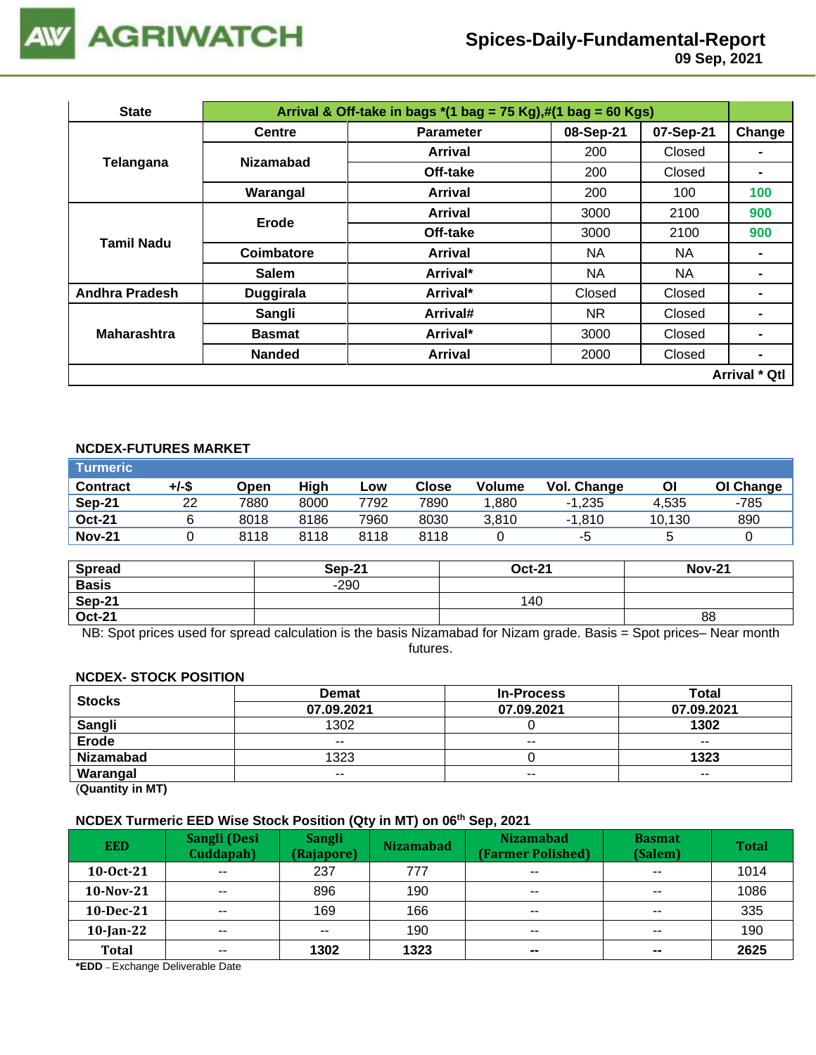# Spices-Daily-Fundamental-Report

09 Sep, 2021

| State | Arrival & Off-take in bags *(1 bag = 75 Kg),#(1 bag = 60 Kgs) | | | | |
|---|---|---|---|---|---|
| | Centre | Parameter | 08-Sep-21 | 07-Sep-21 | Change |
| Telangana | Nizamabad | Arrival | 200 | Closed | - |
| | | Off-take | 200 | Closed | - |
| | Warangal | Arrival | 200 | 100 | 100 |
| Tamil Nadu | Erode | Arrival | 3000 | 2100 | 900 |
| | | Off-take | 3000 | 2100 | 900 |
| | Coimbatore | Arrival | NA | NA | - |
| | Salem | Arrival* | NA | NA | - |
| Andhra Pradesh | Duggirala | Arrival* | Closed | Closed | - |
| Maharashtra | Sangli | Arrival# | NR | Closed | - |
| | Basmat | Arrival* | 3000 | Closed | - |
| | Nanded | Arrival | 2000 | Closed | - |
| | | | | | Arrival * Qtl |

### NCDEX-FUTURES MARKET

**Turmeric**

| Contract | +/-$ | Open | High | Low | Close | Volume | Vol. Change | OI | OI Change |
|---|---|---|---|---|---|---|---|---|---|
| Sep-21 | 22 | 7880 | 8000 | 7792 | 7890 | 1,880 | -1,235 | 4,535 | -785 |
| Oct-21 | 6 | 8018 | 8186 | 7960 | 8030 | 3,810 | -1,810 | 10,130 | 890 |
| Nov-21 | 0 | 8118 | 8118 | 8118 | 8118 | 0 | -5 | 5 | 0 |

| Spread | Sep-21 | Oct-21 | Nov-21 |
|---|---|---|---|
| Basis | -290 | | |
| Sep-21 | | 140 | |
| Oct-21 | | | 88 |

NB: Spot prices used for spread calculation is the basis Nizamabad for Nizam grade. Basis = Spot prices– Near month futures.

### NCDEX- STOCK POSITION

| Stocks | Demat | In-Process | Total |
|---|---|---|---|
| | 07.09.2021 | 07.09.2021 | 07.09.2021 |
| Sangli | 1302 | 0 | 1302 |
| Erode | -- | -- | -- |
| Nizamabad | 1323 | 0 | 1323 |
| Warangal | -- | -- | -- |

(Quantity in MT)

### NCDEX Turmeric EED Wise Stock Position (Qty in MT) on 06th Sep, 2021

| EED | Sangli (Desi Cuddapah) | Sangli (Rajapore) | Nizamabad | Nizamabad (Farmer Polished) | Basmat (Salem) | Total |
|---|---|---|---|---|---|---|
| 10-Oct-21 | -- | 237 | 777 | -- | -- | 1014 |
| 10-Nov-21 | -- | 896 | 190 | -- | -- | 1086 |
| 10-Dec-21 | -- | 169 | 166 | -- | -- | 335 |
| 10-Jan-22 | -- | -- | 190 | -- | -- | 190 |
| Total | -- | 1302 | 1323 | -- | -- | 2625 |

*EDD – Exchange Deliverable Date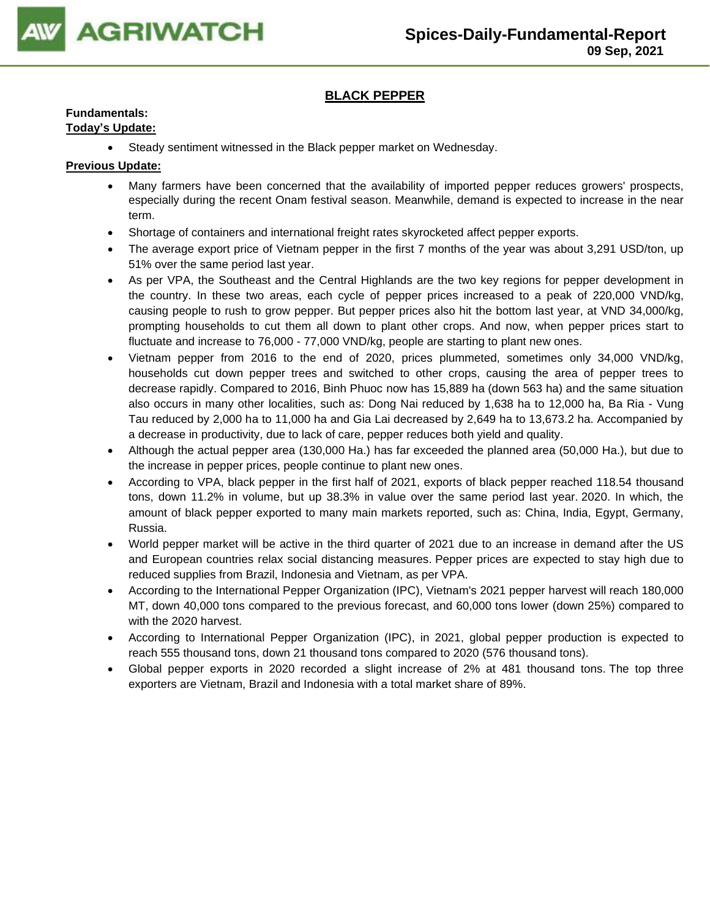## BLACK PEPPER

**Fundamentals:**

**Today's Update:**

- Steady sentiment witnessed in the Black pepper market on Wednesday.

**Previous Update:**

- Many farmers have been concerned that the availability of imported pepper reduces growers' prospects, especially during the recent Onam festival season. Meanwhile, demand is expected to increase in the near term.
- Shortage of containers and international freight rates skyrocketed affect pepper exports.
- The average export price of Vietnam pepper in the first 7 months of the year was about 3,291 USD/ton, up 51% over the same period last year.
- As per VPA, the Southeast and the Central Highlands are the two key regions for pepper development in the country. In these two areas, each cycle of pepper prices increased to a peak of 220,000 VND/kg, causing people to rush to grow pepper. But pepper prices also hit the bottom last year, at VND 34,000/kg, prompting households to cut them all down to plant other crops. And now, when pepper prices start to fluctuate and increase to 76,000 - 77,000 VND/kg, people are starting to plant new ones.
- Vietnam pepper from 2016 to the end of 2020, prices plummeted, sometimes only 34,000 VND/kg, households cut down pepper trees and switched to other crops, causing the area of pepper trees to decrease rapidly. Compared to 2016, Binh Phuoc now has 15,889 ha (down 563 ha) and the same situation also occurs in many other localities, such as: Dong Nai reduced by 1,638 ha to 12,000 ha, Ba Ria - Vung Tau reduced by 2,000 ha to 11,000 ha and Gia Lai decreased by 2,649 ha to 13,673.2 ha. Accompanied by a decrease in productivity, due to lack of care, pepper reduces both yield and quality.
- Although the actual pepper area (130,000 Ha.) has far exceeded the planned area (50,000 Ha.), but due to the increase in pepper prices, people continue to plant new ones.
- According to VPA, black pepper in the first half of 2021, exports of black pepper reached 118.54 thousand tons, down 11.2% in volume, but up 38.3% in value over the same period last year. 2020. In which, the amount of black pepper exported to many main markets reported, such as: China, India, Egypt, Germany, Russia.
- World pepper market will be active in the third quarter of 2021 due to an increase in demand after the US and European countries relax social distancing measures. Pepper prices are expected to stay high due to reduced supplies from Brazil, Indonesia and Vietnam, as per VPA.
- According to the International Pepper Organization (IPC), Vietnam's 2021 pepper harvest will reach 180,000 MT, down 40,000 tons compared to the previous forecast, and 60,000 tons lower (down 25%) compared to with the 2020 harvest.
- According to International Pepper Organization (IPC), in 2021, global pepper production is expected to reach 555 thousand tons, down 21 thousand tons compared to 2020 (576 thousand tons).
- Global pepper exports in 2020 recorded a slight increase of 2% at 481 thousand tons. The top three exporters are Vietnam, Brazil and Indonesia with a total market share of 89%.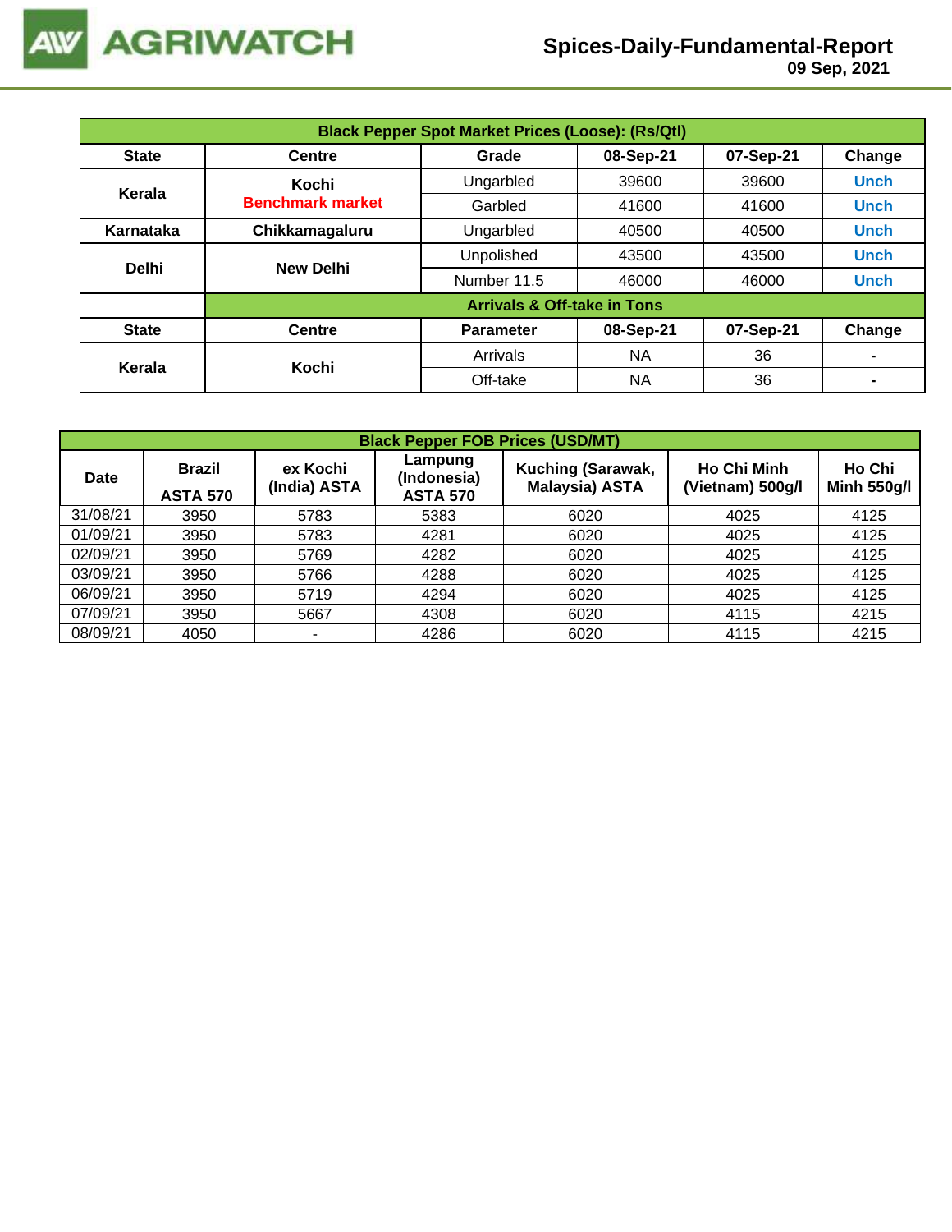# Spices-Daily-Fundamental-Report

09 Sep, 2021

| Black Pepper Spot Market Prices (Loose): (Rs/Qtl) | | | | | |
|---|---|---|---|---|---|
| **State** | **Centre** | **Grade** | **08-Sep-21** | **07-Sep-21** | **Change** |
| **Kerala** | **Kochi** **Benchmark market** | Ungarbled | 39600 | 39600 | Unch |
| | | Garbled | 41600 | 41600 | Unch |
| **Karnataka** | **Chikkamagaluru** | Ungarbled | 40500 | 40500 | Unch |
| **Delhi** | **New Delhi** | Unpolished | 43500 | 43500 | Unch |
| | | Number 11.5 | 46000 | 46000 | Unch |
| | **Arrivals & Off-take in Tons** | | | | |
| **State** | **Centre** | **Parameter** | **08-Sep-21** | **07-Sep-21** | **Change** |
| **Kerala** | **Kochi** | Arrivals | NA | 36 | - |
| | | Off-take | NA | 36 | - |

| Black Pepper FOB Prices (USD/MT) | | | | | | |
|---|---|---|---|---|---|---|
| **Date** | **Brazil ASTA 570** | **ex Kochi (India) ASTA** | **Lampung (Indonesia) ASTA 570** | **Kuching (Sarawak, Malaysia) ASTA** | **Ho Chi Minh (Vietnam) 500g/l** | **Ho Chi Minh 550g/l** |
| 31/08/21 | 3950 | 5783 | 5383 | 6020 | 4025 | 4125 |
| 01/09/21 | 3950 | 5783 | 4281 | 6020 | 4025 | 4125 |
| 02/09/21 | 3950 | 5769 | 4282 | 6020 | 4025 | 4125 |
| 03/09/21 | 3950 | 5766 | 4288 | 6020 | 4025 | 4125 |
| 06/09/21 | 3950 | 5719 | 4294 | 6020 | 4025 | 4125 |
| 07/09/21 | 3950 | 5667 | 4308 | 6020 | 4115 | 4215 |
| 08/09/21 | 4050 | - | 4286 | 6020 | 4115 | 4215 |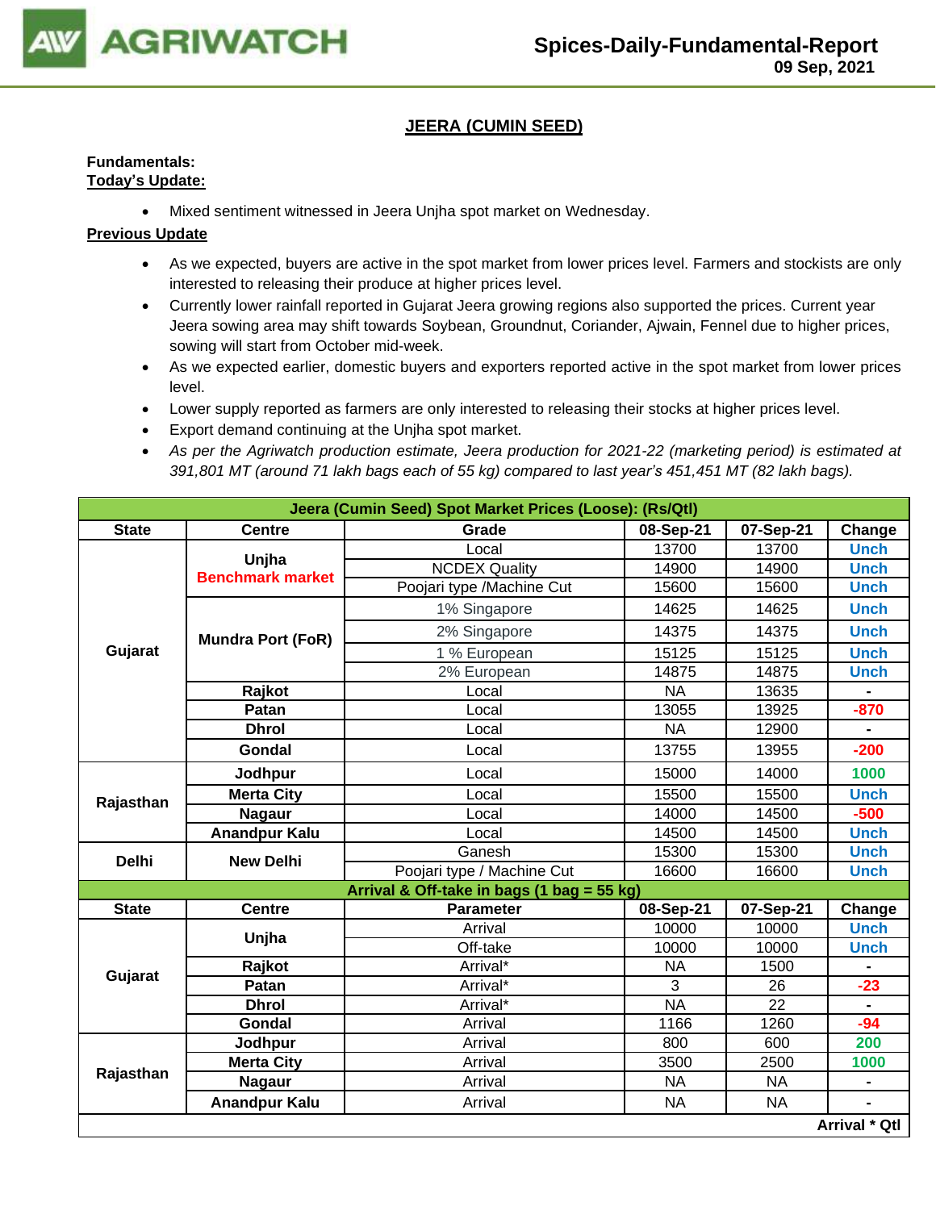## JEERA (CUMIN SEED)

**Fundamentals:**
**Today's Update:**

- Mixed sentiment witnessed in Jeera Unjha spot market on Wednesday.

**Previous Update**

- As we expected, buyers are active in the spot market from lower prices level. Farmers and stockists are only interested to releasing their produce at higher prices level.
- Currently lower rainfall reported in Gujarat Jeera growing regions also supported the prices. Current year Jeera sowing area may shift towards Soybean, Groundnut, Coriander, Ajwain, Fennel due to higher prices, sowing will start from October mid-week.
- As we expected earlier, domestic buyers and exporters reported active in the spot market from lower prices level.
- Lower supply reported as farmers are only interested to releasing their stocks at higher prices level.
- Export demand continuing at the Unjha spot market.
- *As per the Agriwatch production estimate, Jeera production for 2021-22 (marketing period) is estimated at 391,801 MT (around 71 lakh bags each of 55 kg) compared to last year's 451,451 MT (82 lakh bags).*

| Jeera (Cumin Seed) Spot Market Prices (Loose): (Rs/Qtl) | | | | | |
|---|---|---|---|---|---|
| **State** | **Centre** | **Grade** | **08-Sep-21** | **07-Sep-21** | **Change** |
| Gujarat | Unjha Benchmark market | Local | 13700 | 13700 | Unch |
| | | NCDEX Quality | 14900 | 14900 | Unch |
| | | Poojari type /Machine Cut | 15600 | 15600 | Unch |
| | Mundra Port (FoR) | 1% Singapore | 14625 | 14625 | Unch |
| | | 2% Singapore | 14375 | 14375 | Unch |
| | | 1 % European | 15125 | 15125 | Unch |
| | | 2% European | 14875 | 14875 | Unch |
| | Rajkot | Local | NA | 13635 | - |
| | Patan | Local | 13055 | 13925 | -870 |
| | Dhrol | Local | NA | 12900 | - |
| | Gondal | Local | 13755 | 13955 | -200 |
| Rajasthan | Jodhpur | Local | 15000 | 14000 | 1000 |
| | Merta City | Local | 15500 | 15500 | Unch |
| | Nagaur | Local | 14000 | 14500 | -500 |
| | Anandpur Kalu | Local | 14500 | 14500 | Unch |
| Delhi | New Delhi | Ganesh | 15300 | 15300 | Unch |
| | | Poojari type / Machine Cut | 16600 | 16600 | Unch |
| **Arrival & Off-take in bags (1 bag = 55 kg)** | | | | | |
| **State** | **Centre** | **Parameter** | **08-Sep-21** | **07-Sep-21** | **Change** |
| Gujarat | Unjha | Arrival | 10000 | 10000 | Unch |
| | | Off-take | 10000 | 10000 | Unch |
| | Rajkot | Arrival* | NA | 1500 | - |
| | Patan | Arrival* | 3 | 26 | -23 |
| | Dhrol | Arrival* | NA | 22 | - |
| | Gondal | Arrival | 1166 | 1260 | -94 |
| Rajasthan | Jodhpur | Arrival | 800 | 600 | 200 |
| | Merta City | Arrival | 3500 | 2500 | 1000 |
| | Nagaur | Arrival | NA | NA | - |
| | Anandpur Kalu | Arrival | NA | NA | - |
| | | | | | **Arrival * Qtl** |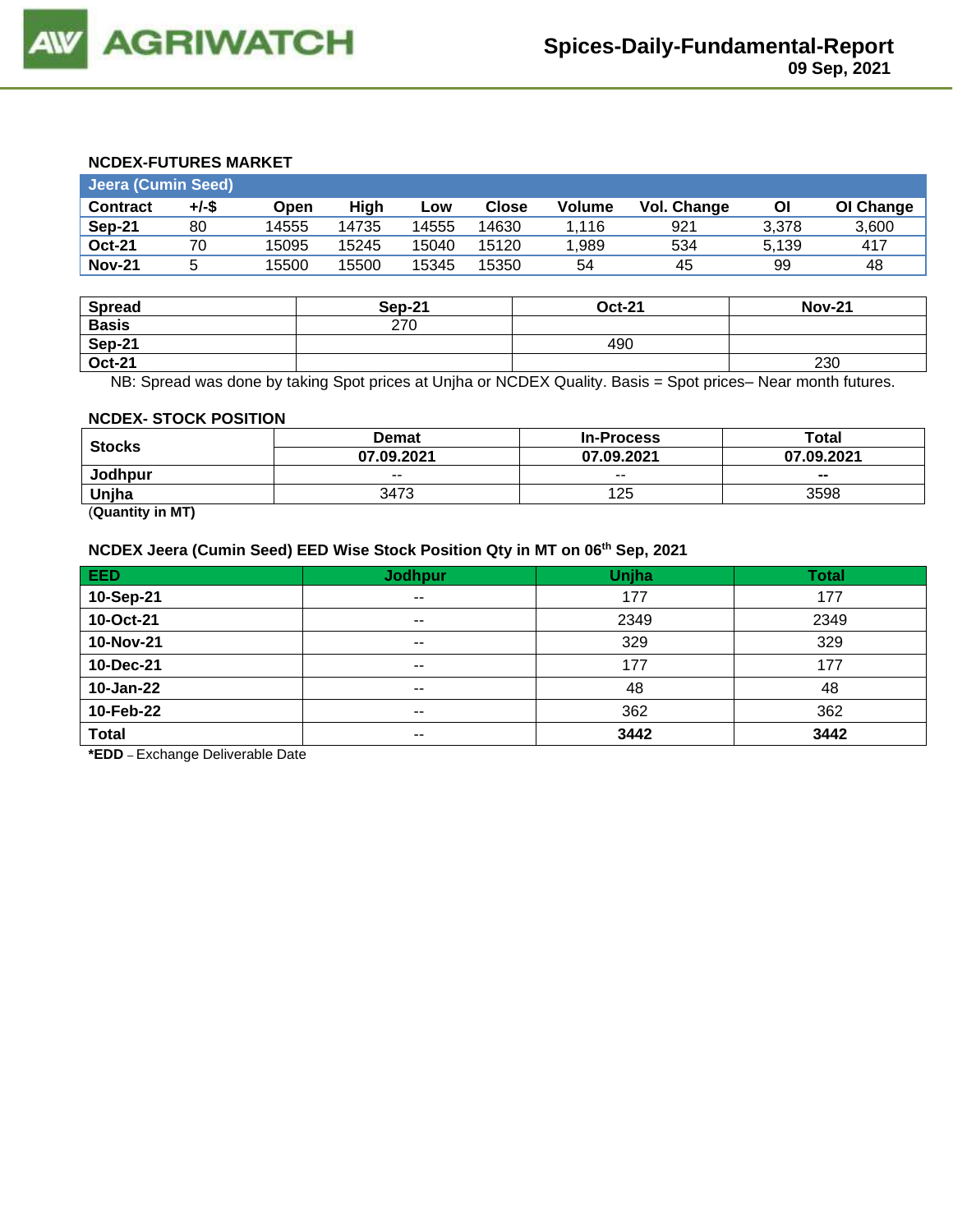### NCDEX-FUTURES MARKET

| Jeera (Cumin Seed) | | | | | | | | | |
|---|---|---|---|---|---|---|---|---|---|
| **Contract** | **+/-$** | **Open** | **High** | **Low** | **Close** | **Volume** | **Vol. Change** | **OI** | **OI Change** |
| **Sep-21** | 80 | 14555 | 14735 | 14555 | 14630 | 1,116 | 921 | 3,378 | 3,600 |
| **Oct-21** | 70 | 15095 | 15245 | 15040 | 15120 | 1,989 | 534 | 5,139 | 417 |
| **Nov-21** | 5 | 15500 | 15500 | 15345 | 15350 | 54 | 45 | 99 | 48 |

| Spread | Sep-21 | Oct-21 | Nov-21 |
|---|---|---|---|
| **Basis** | 270 | | |
| **Sep-21** | | 490 | |
| **Oct-21** | | | 230 |

NB: Spread was done by taking Spot prices at Unjha or NCDEX Quality. Basis = Spot prices– Near month futures.

### NCDEX- STOCK POSITION

| Stocks | Demat | In-Process | Total |
|---|---|---|---|
| | **07.09.2021** | **07.09.2021** | **07.09.2021** |
| **Jodhpur** | -- | -- | **--** |
| **Unjha** | 3473 | 125 | 3598 |

(**Quantity in MT)**

### NCDEX Jeera (Cumin Seed) EED Wise Stock Position Qty in MT on 06th Sep, 2021

| EED | Jodhpur | Unjha | Total |
|---|---|---|---|
| **10-Sep-21** | -- | 177 | 177 |
| **10-Oct-21** | -- | 2349 | 2349 |
| **10-Nov-21** | -- | 329 | 329 |
| **10-Dec-21** | -- | 177 | 177 |
| **10-Jan-22** | -- | 48 | 48 |
| **10-Feb-22** | -- | 362 | 362 |
| **Total** | -- | **3442** | **3442** |

***EDD** – Exchange Deliverable Date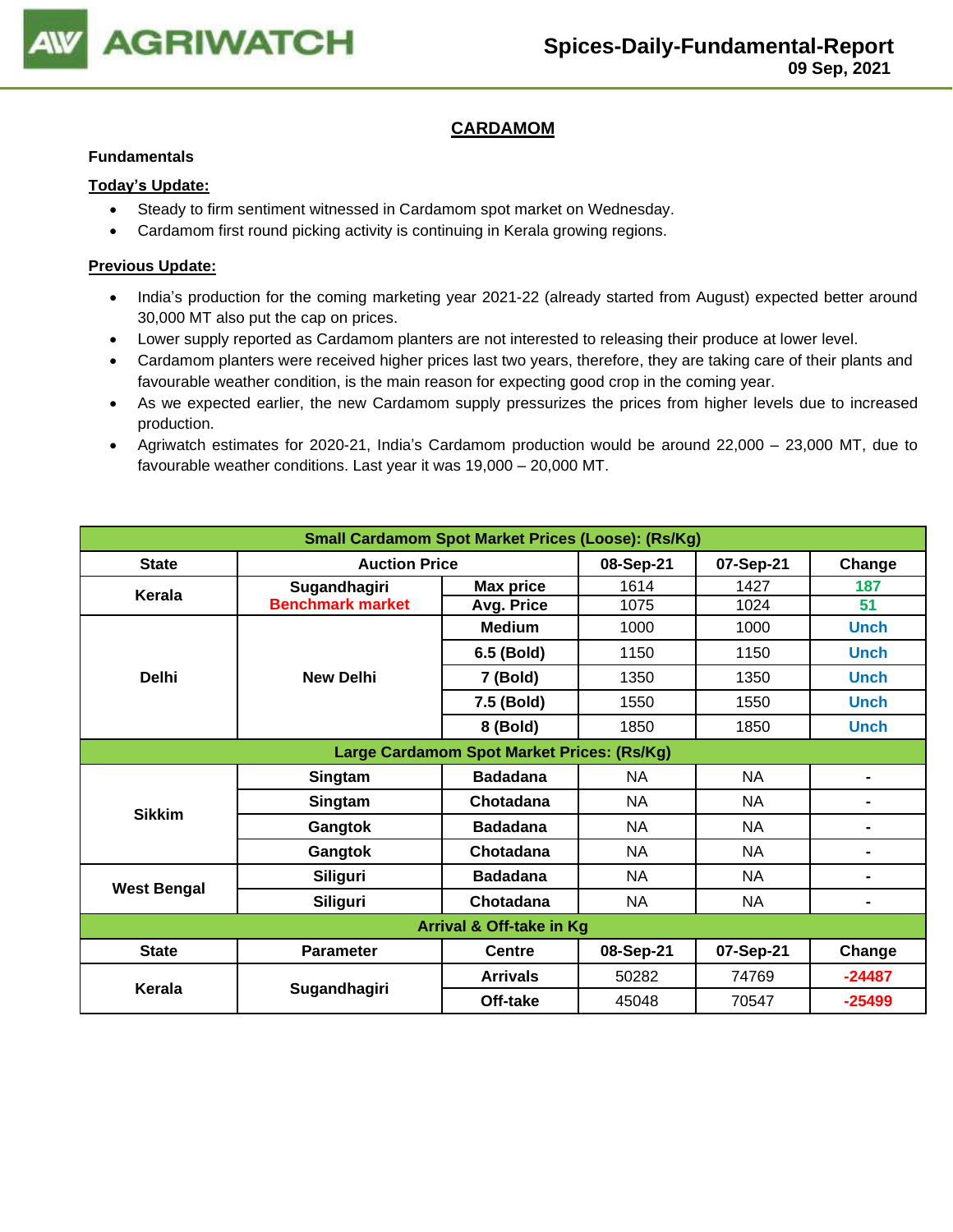# CARDAMOM

**Fundamentals**

**Today's Update:**

- Steady to firm sentiment witnessed in Cardamom spot market on Wednesday.
- Cardamom first round picking activity is continuing in Kerala growing regions.

**Previous Update:**

- India's production for the coming marketing year 2021-22 (already started from August) expected better around 30,000 MT also put the cap on prices.
- Lower supply reported as Cardamom planters are not interested to releasing their produce at lower level.
- Cardamom planters were received higher prices last two years, therefore, they are taking care of their plants and favourable weather condition, is the main reason for expecting good crop in the coming year.
- As we expected earlier, the new Cardamom supply pressurizes the prices from higher levels due to increased production.
- Agriwatch estimates for 2020-21, India's Cardamom production would be around 22,000 – 23,000 MT, due to favourable weather conditions. Last year it was 19,000 – 20,000 MT.

| Small Cardamom Spot Market Prices (Loose): (Rs/Kg) | | | | | |
|---|---|---|---|---|---|
| State | Auction Price | | 08-Sep-21 | 07-Sep-21 | Change |
| Kerala | Sugandhagiri Benchmark market | Max price | 1614 | 1427 | 187 |
| | | Avg. Price | 1075 | 1024 | 51 |
| Delhi | New Delhi | Medium | 1000 | 1000 | Unch |
| | | 6.5 (Bold) | 1150 | 1150 | Unch |
| | | 7 (Bold) | 1350 | 1350 | Unch |
| | | 7.5 (Bold) | 1550 | 1550 | Unch |
| | | 8 (Bold) | 1850 | 1850 | Unch |
| **Large Cardamom Spot Market Prices: (Rs/Kg)** | | | | | |
| Sikkim | Singtam | Badadana | NA | NA | - |
| | Singtam | Chotadana | NA | NA | - |
| | Gangtok | Badadana | NA | NA | - |
| | Gangtok | Chotadana | NA | NA | - |
| West Bengal | Siliguri | Badadana | NA | NA | - |
| | Siliguri | Chotadana | NA | NA | - |
| **Arrival & Off-take in Kg** | | | | | |
| State | Parameter | Centre | 08-Sep-21 | 07-Sep-21 | Change |
| Kerala | Sugandhagiri | Arrivals | 50282 | 74769 | -24487 |
| | | Off-take | 45048 | 70547 | -25499 |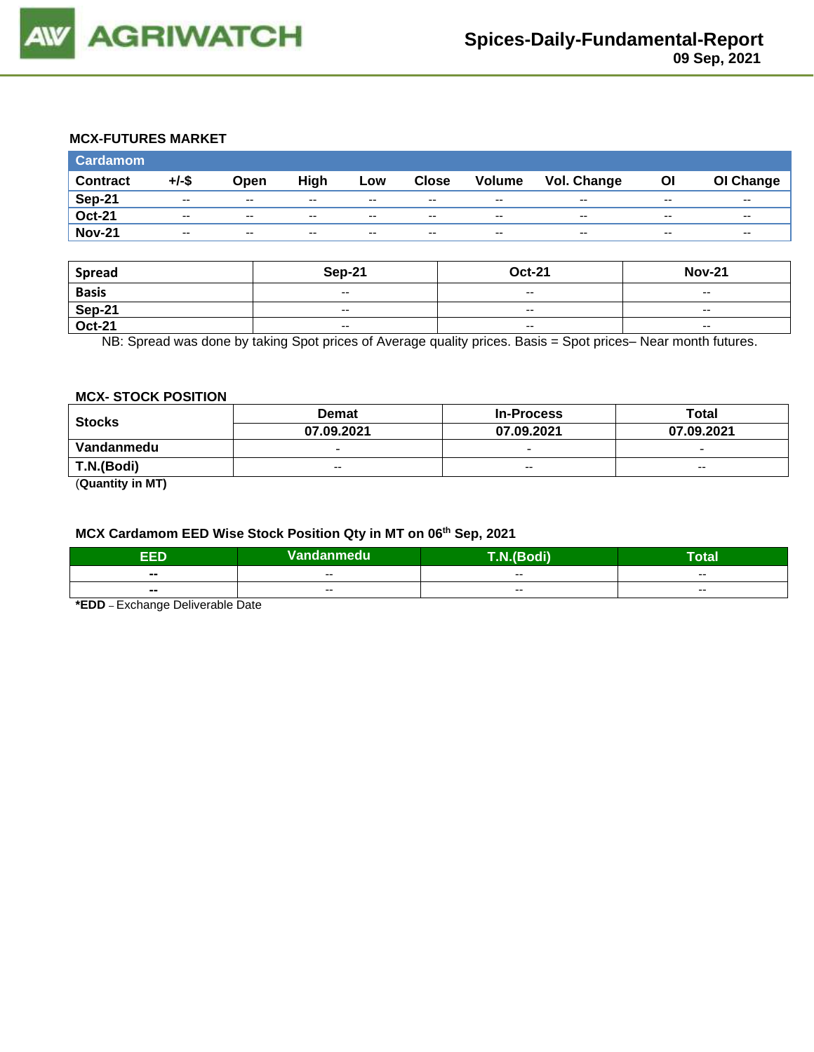## MCX-FUTURES MARKET

| Cardamom | | | | | | | | | |
|---|---|---|---|---|---|---|---|---|---|
| Contract | +/-$ | Open | High | Low | Close | Volume | Vol. Change | OI | OI Change |
| Sep-21 | -- | -- | -- | -- | -- | -- | -- | -- | -- |
| Oct-21 | -- | -- | -- | -- | -- | -- | -- | -- | -- |
| Nov-21 | -- | -- | -- | -- | -- | -- | -- | -- | -- |

| Spread | Sep-21 | Oct-21 | Nov-21 |
|---|---|---|---|
| Basis | -- | -- | -- |
| Sep-21 | -- | -- | -- |
| Oct-21 | -- | -- | -- |

NB: Spread was done by taking Spot prices of Average quality prices. Basis = Spot prices– Near month futures.

## MCX- STOCK POSITION

| Stocks | Demat | In-Process | Total |
|---|---|---|---|
| | 07.09.2021 | 07.09.2021 | 07.09.2021 |
| Vandanmedu | - | - | - |
| T.N.(Bodi) | -- | -- | -- |

(**Quantity in MT)**

## MCX Cardamom EED Wise Stock Position Qty in MT on 06th Sep, 2021

| EED | Vandanmedu | T.N.(Bodi) | Total |
|---|---|---|---|
| -- | -- | -- | -- |
| -- | -- | -- | -- |

***EDD** – Exchange Deliverable Date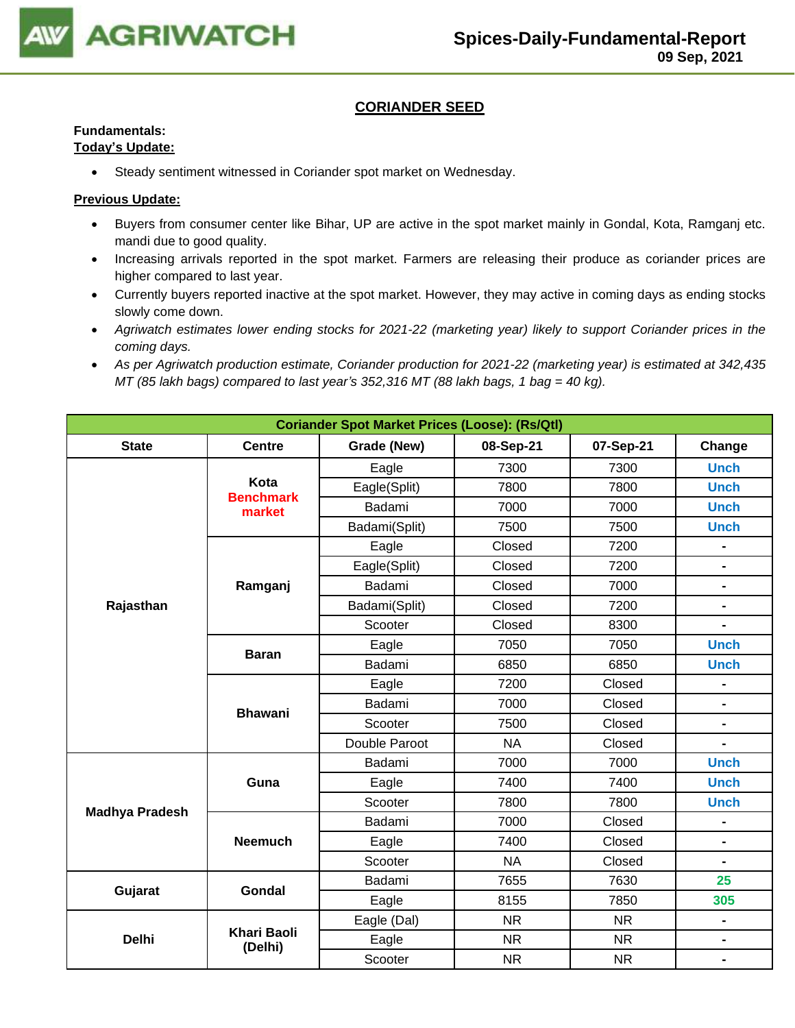## CORIANDER SEED

**Fundamentals:**

**Today's Update:**

- Steady sentiment witnessed in Coriander spot market on Wednesday.

**Previous Update:**

- Buyers from consumer center like Bihar, UP are active in the spot market mainly in Gondal, Kota, Ramganj etc. mandi due to good quality.
- Increasing arrivals reported in the spot market. Farmers are releasing their produce as coriander prices are higher compared to last year.
- Currently buyers reported inactive at the spot market. However, they may active in coming days as ending stocks slowly come down.
- *Agriwatch estimates lower ending stocks for 2021-22 (marketing year) likely to support Coriander prices in the coming days.*
- *As per Agriwatch production estimate, Coriander production for 2021-22 (marketing year) is estimated at 342,435 MT (85 lakh bags) compared to last year's 352,316 MT (88 lakh bags, 1 bag = 40 kg).*

| Coriander Spot Market Prices (Loose): (Rs/Qtl) | | | | | |
|---|---|---|---|---|---|
| **State** | **Centre** | **Grade (New)** | **08-Sep-21** | **07-Sep-21** | **Change** |
| Rajasthan | Kota Benchmark market | Eagle | 7300 | 7300 | Unch |
| | | Eagle(Split) | 7800 | 7800 | Unch |
| | | Badami | 7000 | 7000 | Unch |
| | | Badami(Split) | 7500 | 7500 | Unch |
| | Ramganj | Eagle | Closed | 7200 | - |
| | | Eagle(Split) | Closed | 7200 | - |
| | | Badami | Closed | 7000 | - |
| | | Badami(Split) | Closed | 7200 | - |
| | | Scooter | Closed | 8300 | - |
| | Baran | Eagle | 7050 | 7050 | Unch |
| | | Badami | 6850 | 6850 | Unch |
| | Bhawani | Eagle | 7200 | Closed | - |
| | | Badami | 7000 | Closed | - |
| | | Scooter | 7500 | Closed | - |
| | | Double Paroot | NA | Closed | - |
| Madhya Pradesh | Guna | Badami | 7000 | 7000 | Unch |
| | | Eagle | 7400 | 7400 | Unch |
| | | Scooter | 7800 | 7800 | Unch |
| | Neemuch | Badami | 7000 | Closed | - |
| | | Eagle | 7400 | Closed | - |
| | | Scooter | NA | Closed | - |
| Gujarat | Gondal | Badami | 7655 | 7630 | 25 |
| | | Eagle | 8155 | 7850 | 305 |
| Delhi | Khari Baoli (Delhi) | Eagle (Dal) | NR | NR | - |
| | | Eagle | NR | NR | - |
| | | Scooter | NR | NR | - |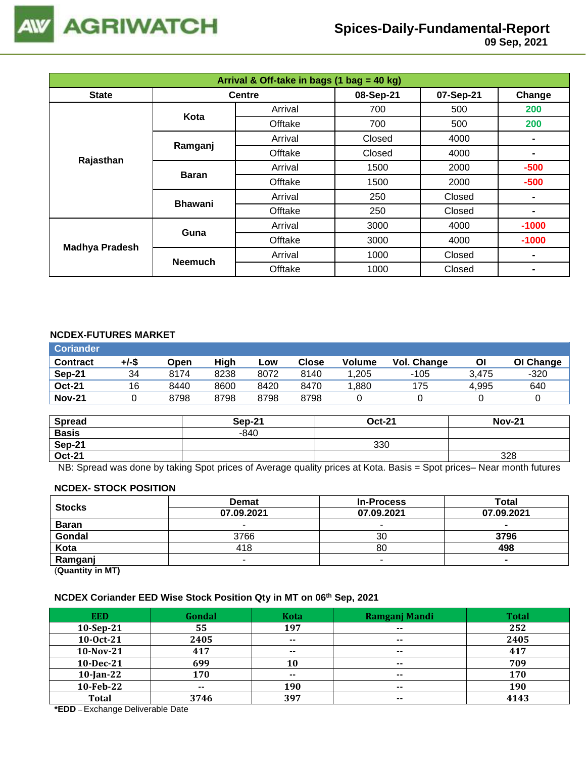# Spices-Daily-Fundamental-Report
09 Sep, 2021

| Arrival & Off-take in bags (1 bag = 40 kg) | | | | | |
|---|---|---|---|---|---|
| **State** | **Centre** | | **08-Sep-21** | **07-Sep-21** | **Change** |
| **Rajasthan** | **Kota** | Arrival | 700 | 500 | 200 |
| | | Offtake | 700 | 500 | 200 |
| | **Ramganj** | Arrival | Closed | 4000 | - |
| | | Offtake | Closed | 4000 | - |
| | **Baran** | Arrival | 1500 | 2000 | -500 |
| | | Offtake | 1500 | 2000 | -500 |
| | **Bhawani** | Arrival | 250 | Closed | - |
| | | Offtake | 250 | Closed | - |
| **Madhya Pradesh** | **Guna** | Arrival | 3000 | 4000 | -1000 |
| | | Offtake | 3000 | 4000 | -1000 |
| | **Neemuch** | Arrival | 1000 | Closed | - |
| | | Offtake | 1000 | Closed | - |

## NCDEX-FUTURES MARKET

| Coriander | | | | | | | | | |
|---|---|---|---|---|---|---|---|---|---|
| **Contract** | **+/-$** | **Open** | **High** | **Low** | **Close** | **Volume** | **Vol. Change** | **OI** | **OI Change** |
| **Sep-21** | 34 | 8174 | 8238 | 8072 | 8140 | 1,205 | -105 | 3,475 | -320 |
| **Oct-21** | 16 | 8440 | 8600 | 8420 | 8470 | 1,880 | 175 | 4,995 | 640 |
| **Nov-21** | 0 | 8798 | 8798 | 8798 | 8798 | 0 | 0 | 0 | 0 |

| Spread | Sep-21 | Oct-21 | Nov-21 |
|---|---|---|---|
| **Basis** | -840 | | |
| **Sep-21** | | 330 | |
| **Oct-21** | | | 328 |

NB: Spread was done by taking Spot prices of Average quality prices at Kota. Basis = Spot prices– Near month futures

## NCDEX- STOCK POSITION

| Stocks | Demat | In-Process | Total |
|---|---|---|---|
| | **07.09.2021** | **07.09.2021** | **07.09.2021** |
| **Baran** | - | - | - |
| **Gondal** | 3766 | 30 | **3796** |
| **Kota** | 418 | 80 | **498** |
| **Ramganj** | - | - | - |

(**Quantity in MT)**

## NCDEX Coriander EED Wise Stock Position Qty in MT on 06th Sep, 2021

| EED | Gondal | Kota | Ramganj Mandi | Total |
|---|---|---|---|---|
| 10-Sep-21 | 55 | 197 | -- | 252 |
| 10-Oct-21 | 2405 | -- | -- | 2405 |
| 10-Nov-21 | 417 | -- | -- | 417 |
| 10-Dec-21 | 699 | 10 | -- | 709 |
| 10-Jan-22 | 170 | -- | -- | 170 |
| 10-Feb-22 | -- | 190 | -- | 190 |
| Total | 3746 | 397 | -- | 4143 |

***EDD** – Exchange Deliverable Date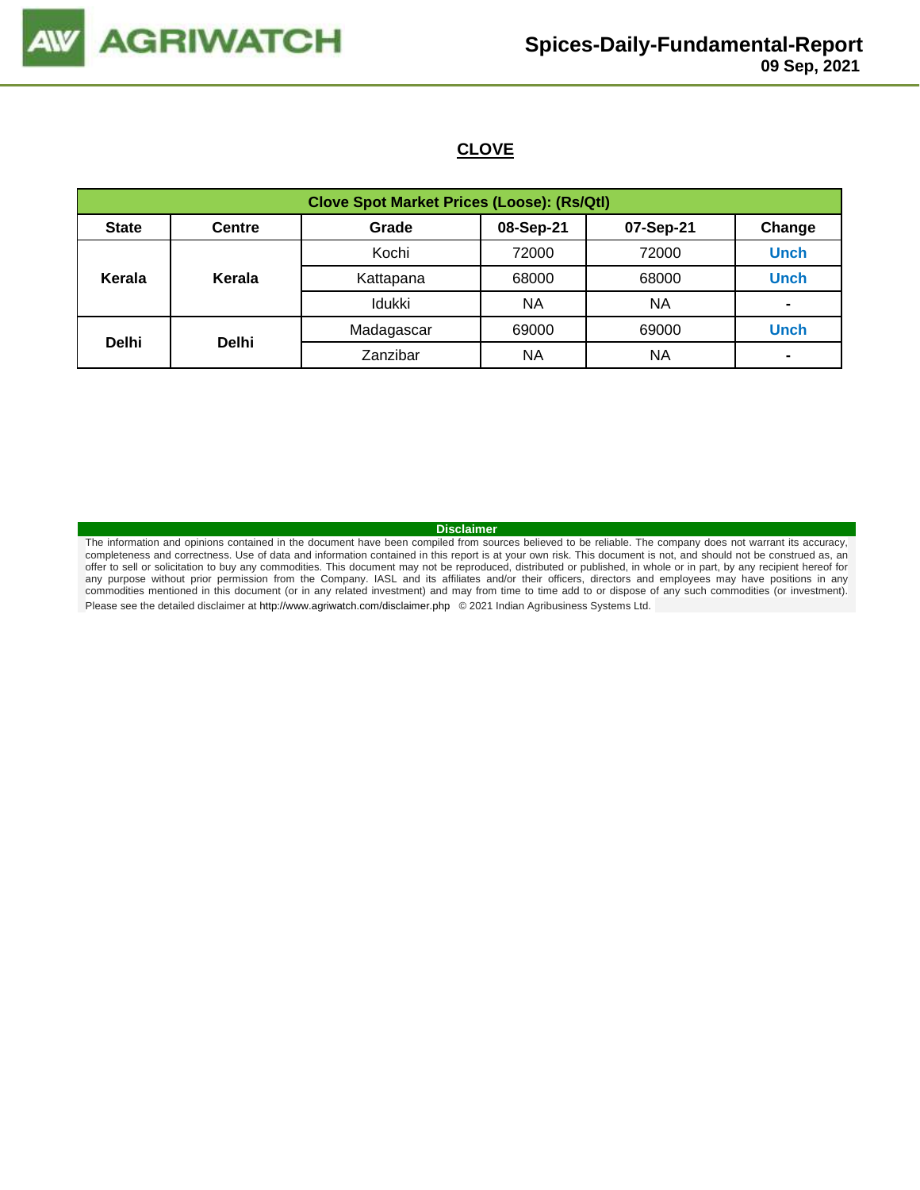## CLOVE

| Clove Spot Market Prices (Loose): (Rs/Qtl) | | | | | |
|---|---|---|---|---|---|
| State | Centre | Grade | 08-Sep-21 | 07-Sep-21 | Change |
| Kerala | Kerala | Kochi | 72000 | 72000 | Unch |
| | | Kattapana | 68000 | 68000 | Unch |
| | | Idukki | NA | NA | - |
| Delhi | Delhi | Madagascar | 69000 | 69000 | Unch |
| | | Zanzibar | NA | NA | - |

**Disclaimer**

The information and opinions contained in the document have been compiled from sources believed to be reliable. The company does not warrant its accuracy, completeness and correctness. Use of data and information contained in this report is at your own risk. This document is not, and should not be construed as, an offer to sell or solicitation to buy any commodities. This document may not be reproduced, distributed or published, in whole or in part, by any recipient hereof for any purpose without prior permission from the Company. IASL and its affiliates and/or their officers, directors and employees may have positions in any commodities mentioned in this document (or in any related investment) and may from time to time add to or dispose of any such commodities (or investment). Please see the detailed disclaimer at http://www.agriwatch.com/disclaimer.php © 2021 Indian Agribusiness Systems Ltd.